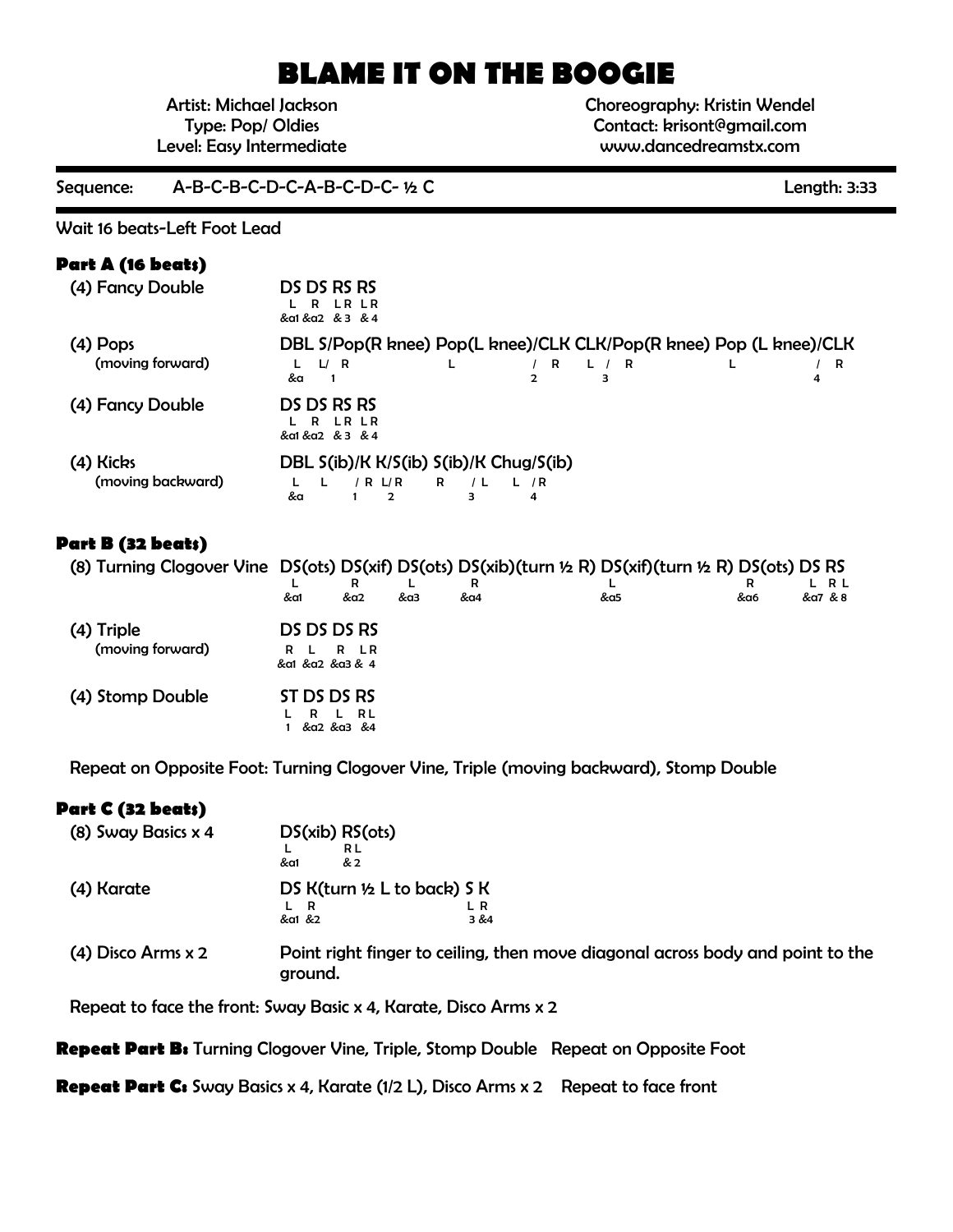# BLAME IT ON THE BOOGIE

Artist: Michael Jackson
Type: Pop/ Oldies
Level: Easy Intermediate

Choreography: Kristin Wendel
Contact: krisont@gmail.com
www.dancedreamstx.com

Sequence: A-B-C-B-C-D-C-A-B-C-D-C- ½ C    Length: 3:33

Wait 16 beats-Left Foot Lead

### Part A (16 beats)

| Step | Description |
|---|---|
| (4) Fancy Double | DS DS RS RS<br>L R LR LR<br>&a1 &a2 &3 &4 |
| (4) Pops (moving forward) | DBL S/Pop(R knee) Pop(L knee)/CLK CLK/Pop(R knee) Pop (L knee)/CLK<br>L L/ R L / R L / R L / R<br>&a 1 2 3 4 |
| (4) Fancy Double | DS DS RS RS<br>L R LR LR<br>&a1 &a2 &3 &4 |
| (4) Kicks (moving backward) | DBL S(ib)/K K/S(ib) S(ib)/K Chug/S(ib)<br>L L / R L/R R / L L / R<br>&a 1 2 3 4 |

### Part B (32 beats)

| Step | Description |
|---|---|
| (8) Turning Clogover Vine | DS(ots) DS(xif) DS(ots) DS(xib)(turn ½ R) DS(xif)(turn ½ R) DS(ots) DS RS<br>L R L R L R L RL<br>&a1 &a2 &a3 &a4 &a5 &a6 &a7 &8 |
| (4) Triple (moving forward) | DS DS DS RS<br>R L R LR<br>&a1 &a2 &a3 & 4 |
| (4) Stomp Double | ST DS DS RS<br>L R L RL<br>1 &a2 &a3 &4 |

Repeat on Opposite Foot: Turning Clogover Vine, Triple (moving backward), Stomp Double

### Part C (32 beats)

| Step | Description |
|---|---|
| (8) Sway Basics x 4 | DS(xib) RS(ots)<br>L RL<br>&a1 & 2 |
| (4) Karate | DS K(turn ½ L to back) S K<br>L R L R<br>&a1 &2 3 &4 |
| (4) Disco Arms x 2 | Point right finger to ceiling, then move diagonal across body and point to the ground. |

Repeat to face the front: Sway Basic x 4, Karate, Disco Arms x 2

**Repeat Part B:** Turning Clogover Vine, Triple, Stomp Double   Repeat on Opposite Foot

**Repeat Part C:** Sway Basics x 4, Karate (1/2 L), Disco Arms x 2   Repeat to face front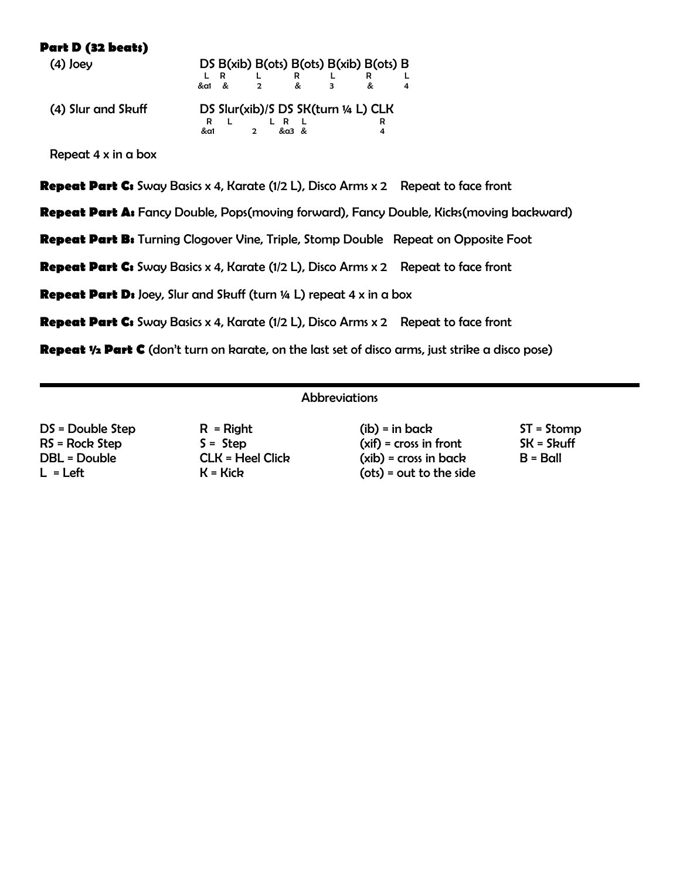**Part D (32 beats)**

| | | | | | | | | |
|---|---|---|---|---|---|---|---|---|
| (4) Joey | DS | B(xib) | B(ots) | B(ots) | B(xib) | B(ots) | B | |
| | L | R | L | R | L | R | L | |
| | &a1 | & | 2 | & | 3 | & | 4 | |

| | | | | | | |
|---|---|---|---|---|---|---|
| (4) Slur and Skuff | DS | Slur(xib)/S | DS | SK(turn ¼ L) | CLK | |
| | R | L | L R | L | R | |
| | &a1 | 2 | &a3 | & | 4 | |

Repeat 4 x in a box

**Repeat Part C:** Sway Basics x 4, Karate (1/2 L), Disco Arms x 2 Repeat to face front

**Repeat Part A:** Fancy Double, Pops(moving forward), Fancy Double, Kicks(moving backward)

**Repeat Part B:** Turning Clogover Vine, Triple, Stomp Double Repeat on Opposite Foot

**Repeat Part C:** Sway Basics x 4, Karate (1/2 L), Disco Arms x 2 Repeat to face front

**Repeat Part D:** Joey, Slur and Skuff (turn ¼ L) repeat 4 x in a box

**Repeat Part C:** Sway Basics x 4, Karate (1/2 L), Disco Arms x 2 Repeat to face front

**Repeat ½ Part C** (don't turn on karate, on the last set of disco arms, just strike a disco pose)

---

Abbreviations

| | | | |
|---|---|---|---|
| DS = Double Step | R = Right | (ib) = in back | ST = Stomp |
| RS = Rock Step | S = Step | (xif) = cross in front | SK = Skuff |
| DBL = Double | CLK = Heel Click | (xib) = cross in back | B = Ball |
| L = Left | K = Kick | (ots) = out to the side | |